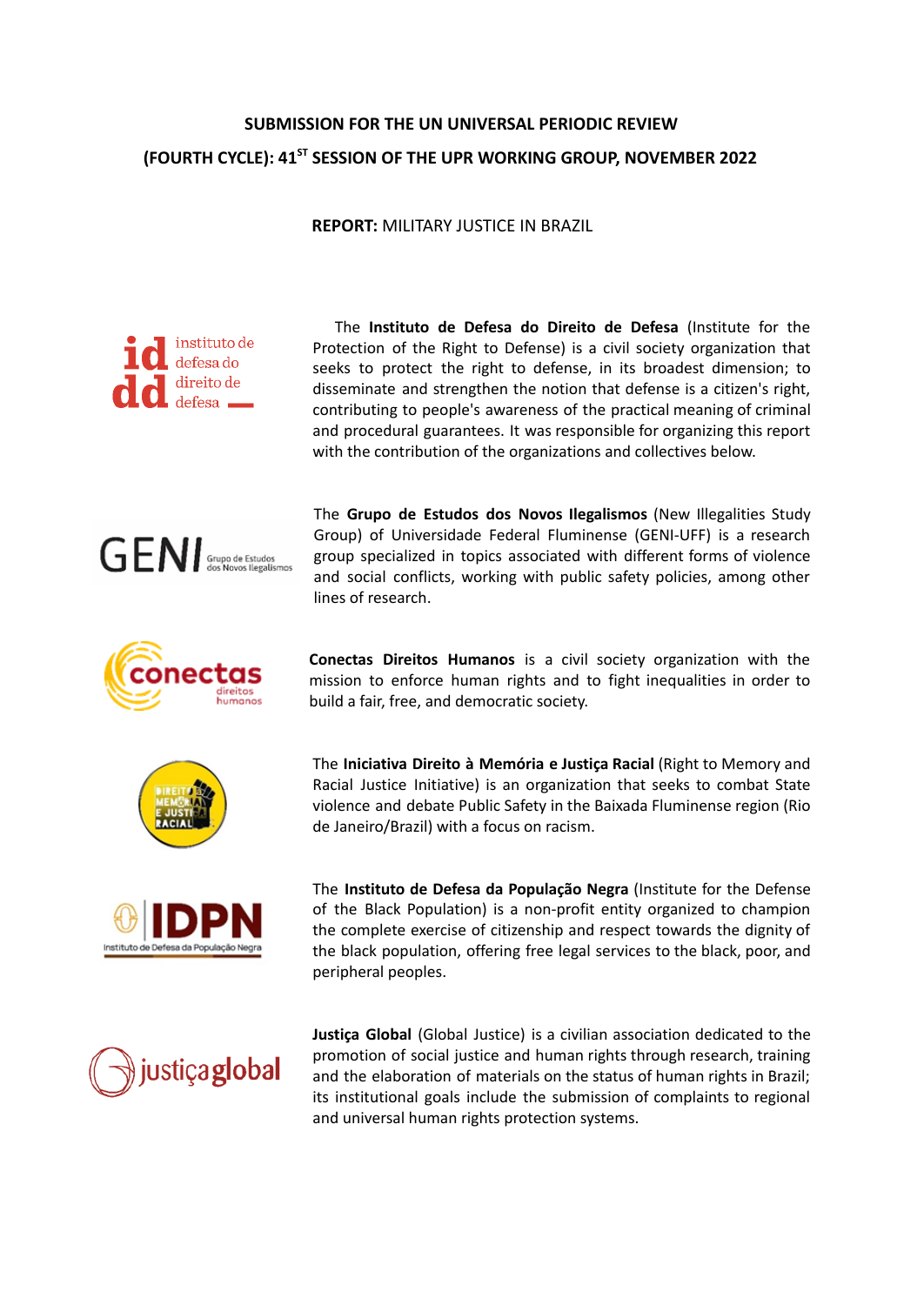**SUBMISSION FOR THE UN UNIVERSAL PERIODIC REVIEW**

**(FOURTH CYCLE): 41ST SESSION OF THE UPR WORKING GROUP, NOVEMBER 2022**

**REPORT:** MILITARY JUSTICE IN BRAZIL

The **Instituto de Defesa do Direito de Defesa** (Institute for the Protection of the Right to Defense) is a civil society organization that seeks to protect the right to defense, in its broadest dimension; to disseminate and strengthen the notion that defense is a citizen's right, contributing to people's awareness of the practical meaning of criminal and procedural guarantees. It was responsible for organizing this report with the contribution of the organizations and collectives below.

The **Grupo de Estudos dos Novos Ilegalismos** (New Illegalities Study Group) of Universidade Federal Fluminense (GENI-UFF) is a research group specialized in topics associated with different forms of violence and social conflicts, working with public safety policies, among other lines of research.

**Conectas Direitos Humanos** is a civil society organization with the mission to enforce human rights and to fight inequalities in order to build a fair, free, and democratic society.

The **Iniciativa Direito à Memória e Justiça Racial** (Right to Memory and Racial Justice Initiative) is an organization that seeks to combat State violence and debate Public Safety in the Baixada Fluminense region (Rio de Janeiro/Brazil) with a focus on racism.

The **Instituto de Defesa da População Negra** (Institute for the Defense of the Black Population) is a non-profit entity organized to champion the complete exercise of citizenship and respect towards the dignity of the black population, offering free legal services to the black, poor, and peripheral peoples.

**Justiça Global** (Global Justice) is a civilian association dedicated to the promotion of social justice and human rights through research, training and the elaboration of materials on the status of human rights in Brazil; its institutional goals include the submission of complaints to regional and universal human rights protection systems.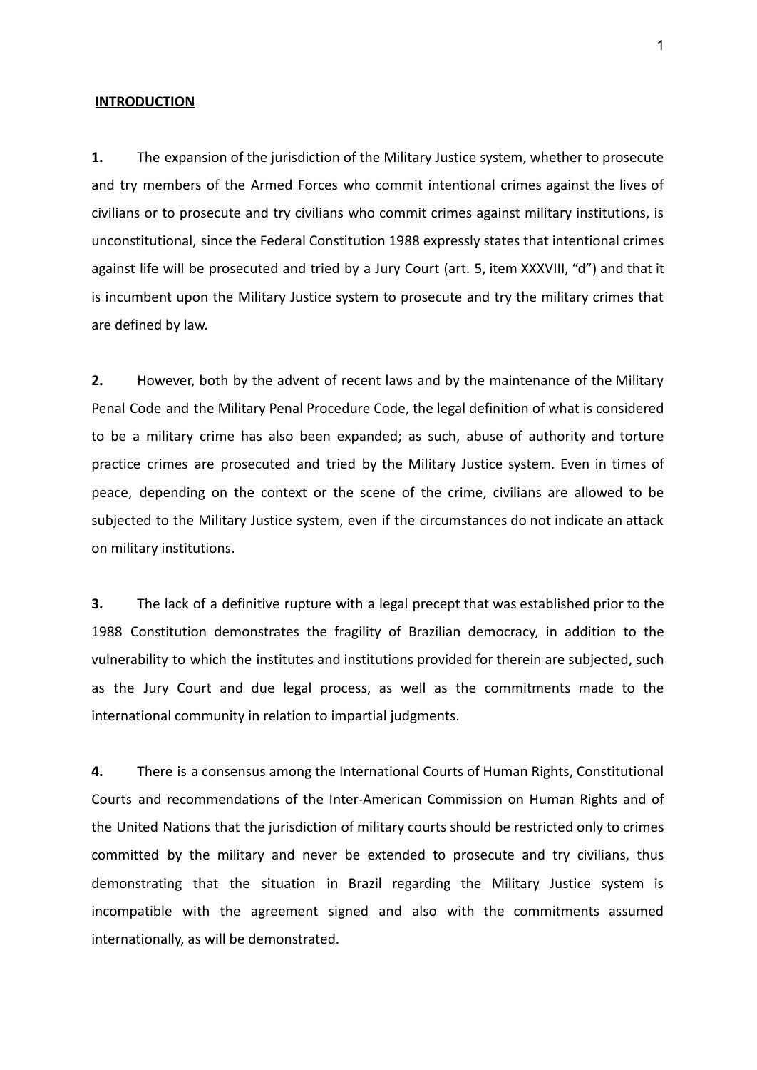## INTRODUCTION

**1.** The expansion of the jurisdiction of the Military Justice system, whether to prosecute and try members of the Armed Forces who commit intentional crimes against the lives of civilians or to prosecute and try civilians who commit crimes against military institutions, is unconstitutional, since the Federal Constitution 1988 expressly states that intentional crimes against life will be prosecuted and tried by a Jury Court (art. 5, item XXXVIII, "d") and that it is incumbent upon the Military Justice system to prosecute and try the military crimes that are defined by law.

**2.** However, both by the advent of recent laws and by the maintenance of the Military Penal Code and the Military Penal Procedure Code, the legal definition of what is considered to be a military crime has also been expanded; as such, abuse of authority and torture practice crimes are prosecuted and tried by the Military Justice system. Even in times of peace, depending on the context or the scene of the crime, civilians are allowed to be subjected to the Military Justice system, even if the circumstances do not indicate an attack on military institutions.

**3.** The lack of a definitive rupture with a legal precept that was established prior to the 1988 Constitution demonstrates the fragility of Brazilian democracy, in addition to the vulnerability to which the institutes and institutions provided for therein are subjected, such as the Jury Court and due legal process, as well as the commitments made to the international community in relation to impartial judgments.

**4.** There is a consensus among the International Courts of Human Rights, Constitutional Courts and recommendations of the Inter-American Commission on Human Rights and of the United Nations that the jurisdiction of military courts should be restricted only to crimes committed by the military and never be extended to prosecute and try civilians, thus demonstrating that the situation in Brazil regarding the Military Justice system is incompatible with the agreement signed and also with the commitments assumed internationally, as will be demonstrated.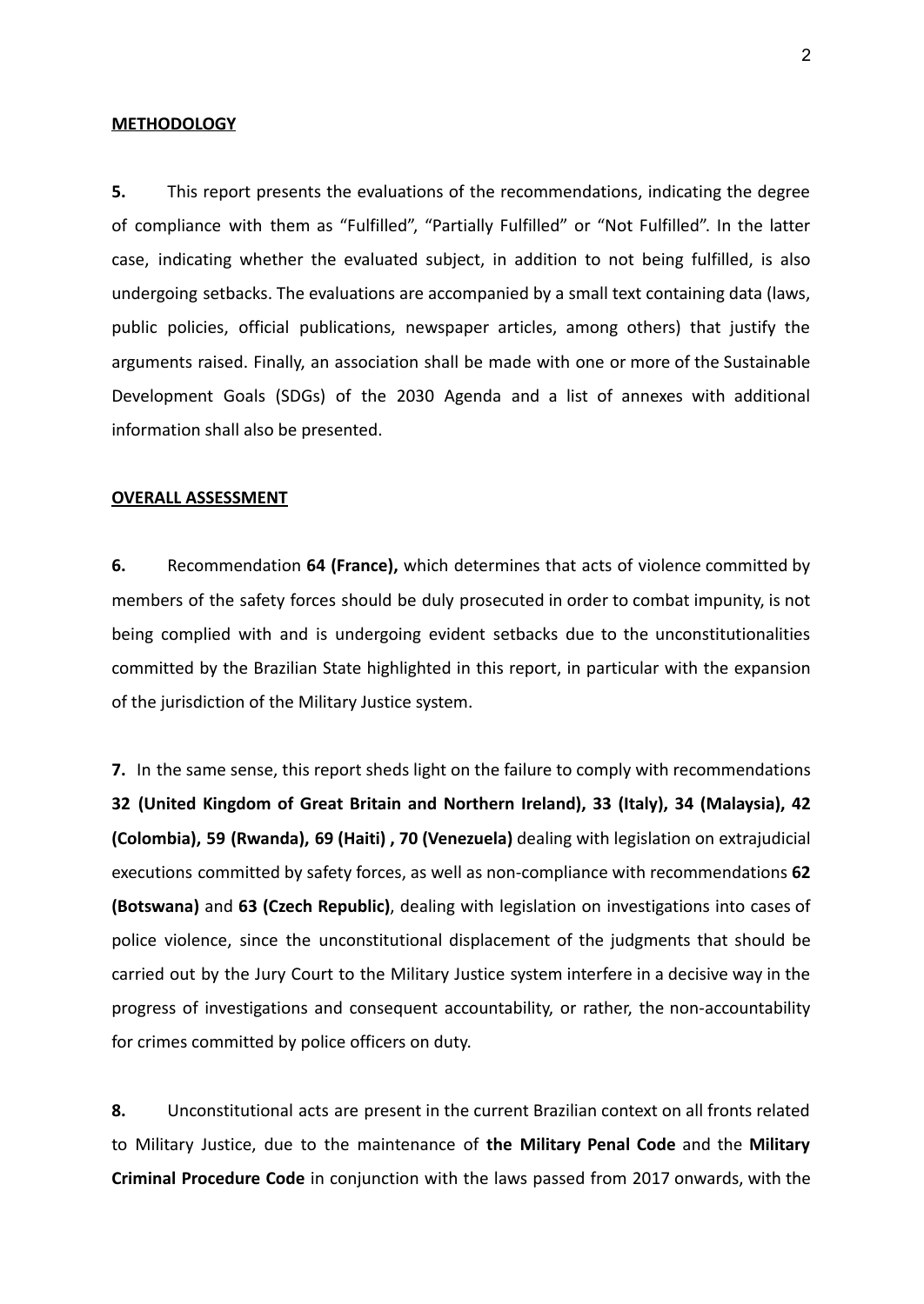**METHODOLOGY**

**5.** This report presents the evaluations of the recommendations, indicating the degree of compliance with them as "Fulfilled", "Partially Fulfilled" or "Not Fulfilled". In the latter case, indicating whether the evaluated subject, in addition to not being fulfilled, is also undergoing setbacks. The evaluations are accompanied by a small text containing data (laws, public policies, official publications, newspaper articles, among others) that justify the arguments raised. Finally, an association shall be made with one or more of the Sustainable Development Goals (SDGs) of the 2030 Agenda and a list of annexes with additional information shall also be presented.

**OVERALL ASSESSMENT**

**6.** Recommendation **64 (France),** which determines that acts of violence committed by members of the safety forces should be duly prosecuted in order to combat impunity, is not being complied with and is undergoing evident setbacks due to the unconstitutionalities committed by the Brazilian State highlighted in this report, in particular with the expansion of the jurisdiction of the Military Justice system.

**7.** In the same sense, this report sheds light on the failure to comply with recommendations **32 (United Kingdom of Great Britain and Northern Ireland), 33 (Italy), 34 (Malaysia), 42 (Colombia), 59 (Rwanda), 69 (Haiti) , 70 (Venezuela)** dealing with legislation on extrajudicial executions committed by safety forces, as well as non-compliance with recommendations **62 (Botswana)** and **63 (Czech Republic)**, dealing with legislation on investigations into cases of police violence, since the unconstitutional displacement of the judgments that should be carried out by the Jury Court to the Military Justice system interfere in a decisive way in the progress of investigations and consequent accountability, or rather, the non-accountability for crimes committed by police officers on duty.

**8.** Unconstitutional acts are present in the current Brazilian context on all fronts related to Military Justice, due to the maintenance of **the Military Penal Code** and the **Military Criminal Procedure Code** in conjunction with the laws passed from 2017 onwards, with the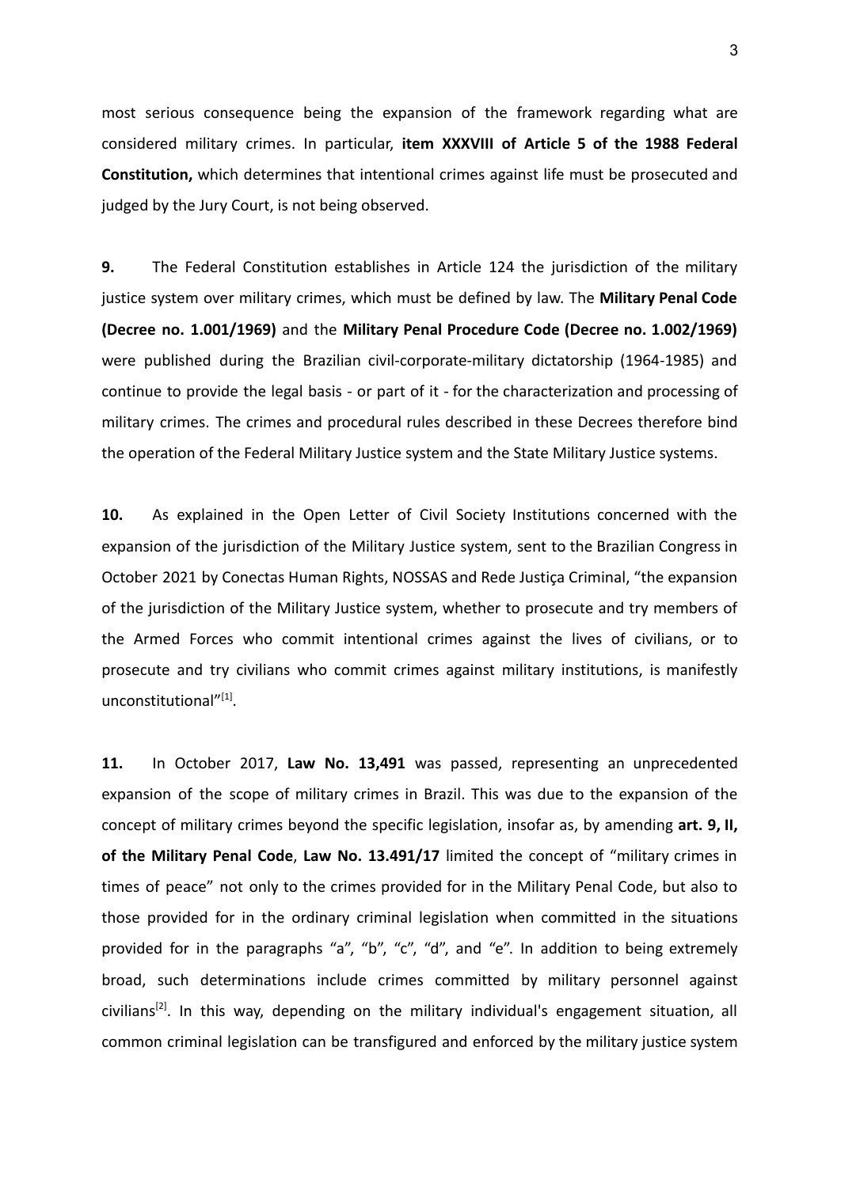most serious consequence being the expansion of the framework regarding what are considered military crimes. In particular, **item XXXVIII of Article 5 of the 1988 Federal Constitution,** which determines that intentional crimes against life must be prosecuted and judged by the Jury Court, is not being observed.

**9.** The Federal Constitution establishes in Article 124 the jurisdiction of the military justice system over military crimes, which must be defined by law. The **Military Penal Code (Decree no. 1.001/1969)** and the **Military Penal Procedure Code (Decree no. 1.002/1969)** were published during the Brazilian civil-corporate-military dictatorship (1964-1985) and continue to provide the legal basis - or part of it - for the characterization and processing of military crimes. The crimes and procedural rules described in these Decrees therefore bind the operation of the Federal Military Justice system and the State Military Justice systems.

**10.** As explained in the Open Letter of Civil Society Institutions concerned with the expansion of the jurisdiction of the Military Justice system, sent to the Brazilian Congress in October 2021 by Conectas Human Rights, NOSSAS and Rede Justiça Criminal, "the expansion of the jurisdiction of the Military Justice system, whether to prosecute and try members of the Armed Forces who commit intentional crimes against the lives of civilians, or to prosecute and try civilians who commit crimes against military institutions, is manifestly unconstitutional"[1].

**11.** In October 2017, **Law No. 13,491** was passed, representing an unprecedented expansion of the scope of military crimes in Brazil. This was due to the expansion of the concept of military crimes beyond the specific legislation, insofar as, by amending **art. 9, II, of the Military Penal Code**, **Law No. 13.491/17** limited the concept of "military crimes in times of peace" not only to the crimes provided for in the Military Penal Code, but also to those provided for in the ordinary criminal legislation when committed in the situations provided for in the paragraphs "a", "b", "c", "d", and "e". In addition to being extremely broad, such determinations include crimes committed by military personnel against civilians[2]. In this way, depending on the military individual's engagement situation, all common criminal legislation can be transfigured and enforced by the military justice system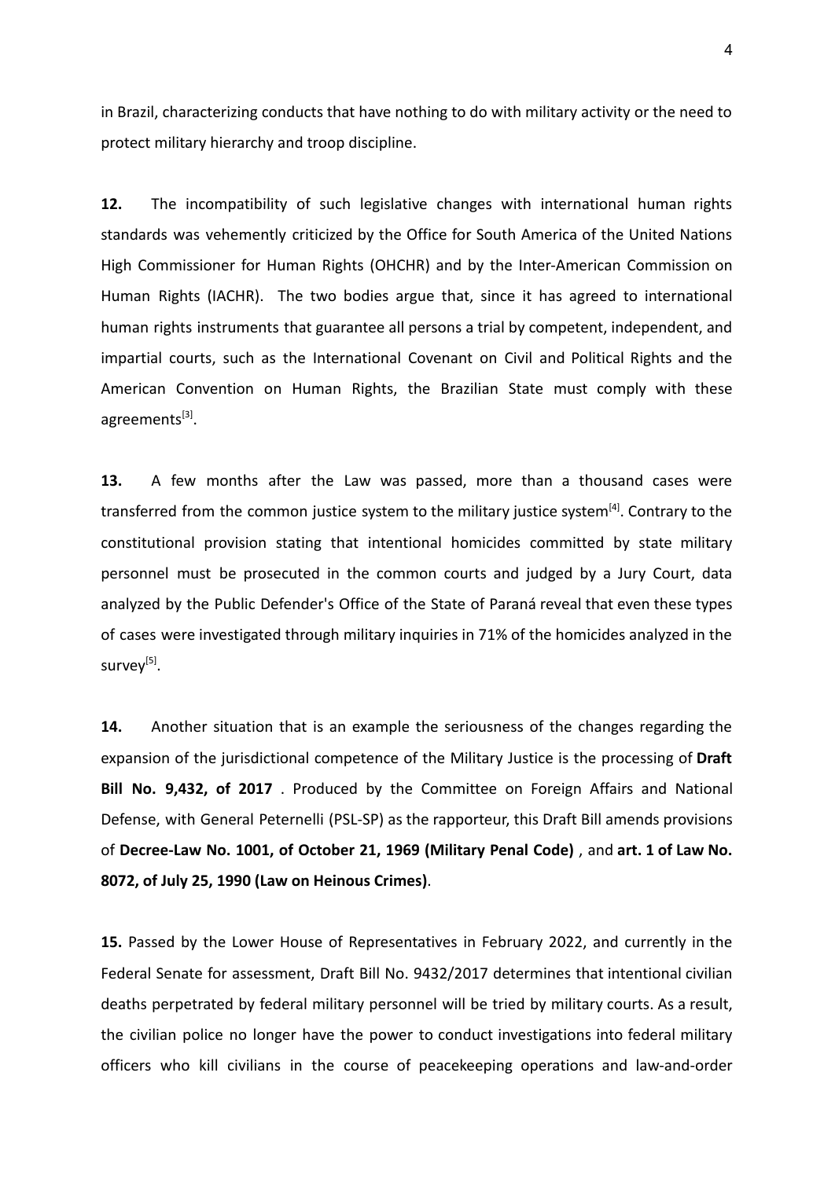in Brazil, characterizing conducts that have nothing to do with military activity or the need to protect military hierarchy and troop discipline.

**12.** The incompatibility of such legislative changes with international human rights standards was vehemently criticized by the Office for South America of the United Nations High Commissioner for Human Rights (OHCHR) and by the Inter-American Commission on Human Rights (IACHR). The two bodies argue that, since it has agreed to international human rights instruments that guarantee all persons a trial by competent, independent, and impartial courts, such as the International Covenant on Civil and Political Rights and the American Convention on Human Rights, the Brazilian State must comply with these agreements[3].

**13.** A few months after the Law was passed, more than a thousand cases were transferred from the common justice system to the military justice system[4]. Contrary to the constitutional provision stating that intentional homicides committed by state military personnel must be prosecuted in the common courts and judged by a Jury Court, data analyzed by the Public Defender's Office of the State of Paraná reveal that even these types of cases were investigated through military inquiries in 71% of the homicides analyzed in the survey[5].

**14.** Another situation that is an example the seriousness of the changes regarding the expansion of the jurisdictional competence of the Military Justice is the processing of **Draft Bill No. 9,432, of 2017** . Produced by the Committee on Foreign Affairs and National Defense, with General Peternelli (PSL-SP) as the rapporteur, this Draft Bill amends provisions of **Decree-Law No. 1001, of October 21, 1969 (Military Penal Code)** , and **art. 1 of Law No. 8072, of July 25, 1990 (Law on Heinous Crimes)**.

**15.** Passed by the Lower House of Representatives in February 2022, and currently in the Federal Senate for assessment, Draft Bill No. 9432/2017 determines that intentional civilian deaths perpetrated by federal military personnel will be tried by military courts. As a result, the civilian police no longer have the power to conduct investigations into federal military officers who kill civilians in the course of peacekeeping operations and law-and-order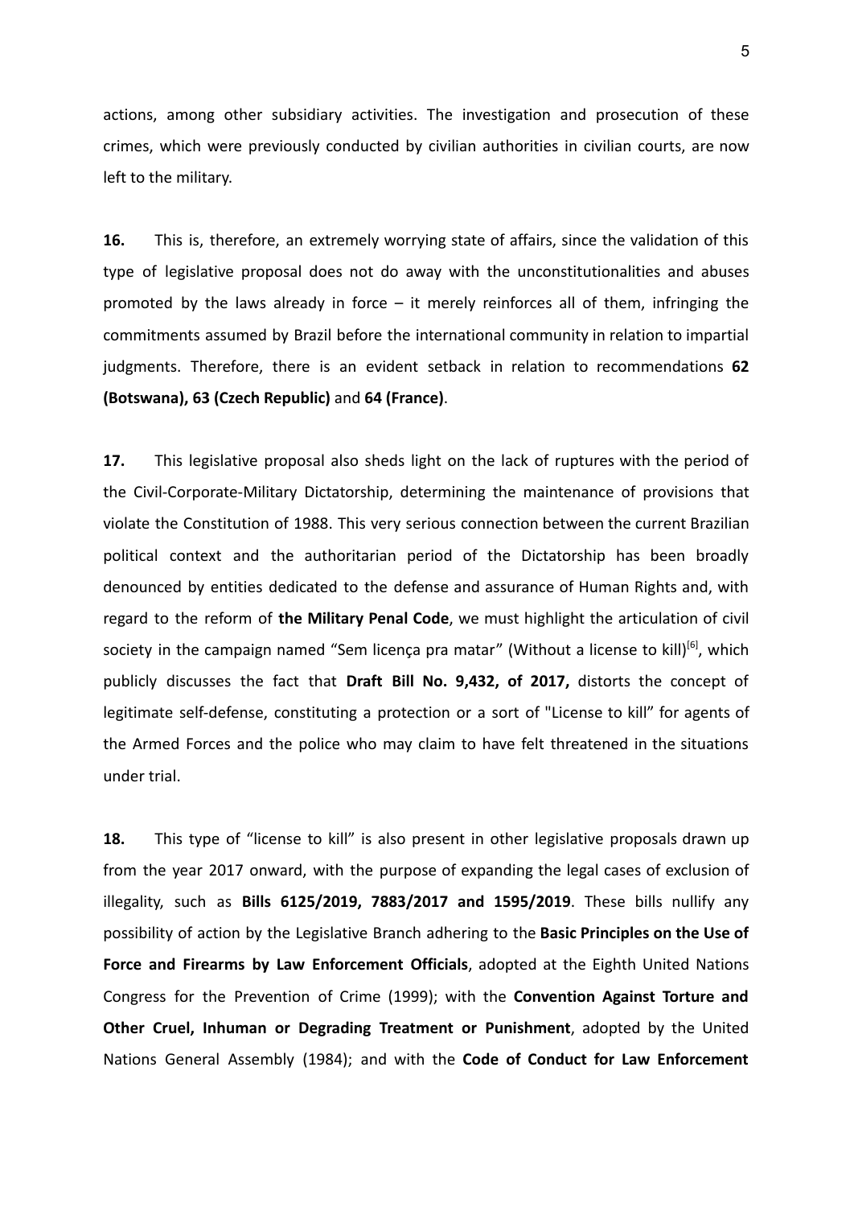actions, among other subsidiary activities. The investigation and prosecution of these crimes, which were previously conducted by civilian authorities in civilian courts, are now left to the military.

**16.** This is, therefore, an extremely worrying state of affairs, since the validation of this type of legislative proposal does not do away with the unconstitutionalities and abuses promoted by the laws already in force – it merely reinforces all of them, infringing the commitments assumed by Brazil before the international community in relation to impartial judgments. Therefore, there is an evident setback in relation to recommendations **62 (Botswana), 63 (Czech Republic)** and **64 (France)**.

**17.** This legislative proposal also sheds light on the lack of ruptures with the period of the Civil-Corporate-Military Dictatorship, determining the maintenance of provisions that violate the Constitution of 1988. This very serious connection between the current Brazilian political context and the authoritarian period of the Dictatorship has been broadly denounced by entities dedicated to the defense and assurance of Human Rights and, with regard to the reform of **the Military Penal Code**, we must highlight the articulation of civil society in the campaign named "Sem licença pra matar" (Without a license to kill)[6], which publicly discusses the fact that **Draft Bill No. 9,432, of 2017,** distorts the concept of legitimate self-defense, constituting a protection or a sort of "License to kill" for agents of the Armed Forces and the police who may claim to have felt threatened in the situations under trial.

**18.** This type of "license to kill" is also present in other legislative proposals drawn up from the year 2017 onward, with the purpose of expanding the legal cases of exclusion of illegality, such as **Bills 6125/2019, 7883/2017 and 1595/2019**. These bills nullify any possibility of action by the Legislative Branch adhering to the **Basic Principles on the Use of Force and Firearms by Law Enforcement Officials**, adopted at the Eighth United Nations Congress for the Prevention of Crime (1999); with the **Convention Against Torture and Other Cruel, Inhuman or Degrading Treatment or Punishment**, adopted by the United Nations General Assembly (1984); and with the **Code of Conduct for Law Enforcement**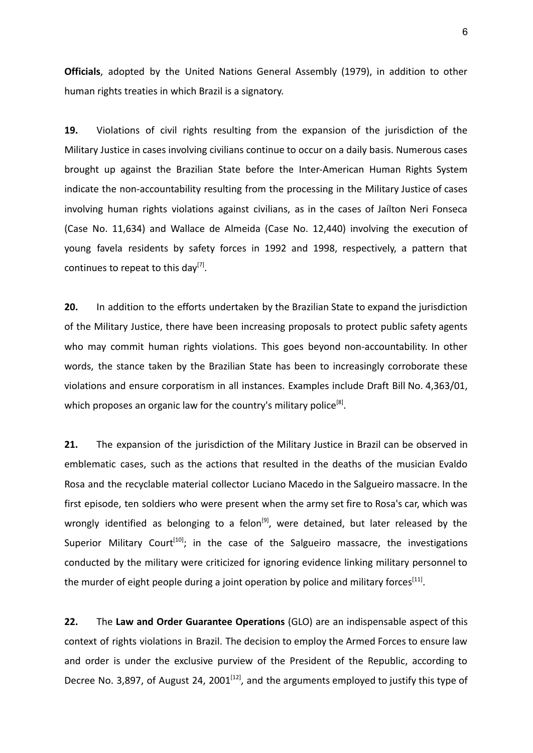**Officials**, adopted by the United Nations General Assembly (1979), in addition to other human rights treaties in which Brazil is a signatory.

**19.** Violations of civil rights resulting from the expansion of the jurisdiction of the Military Justice in cases involving civilians continue to occur on a daily basis. Numerous cases brought up against the Brazilian State before the Inter-American Human Rights System indicate the non-accountability resulting from the processing in the Military Justice of cases involving human rights violations against civilians, as in the cases of Jaílton Neri Fonseca (Case No. 11,634) and Wallace de Almeida (Case No. 12,440) involving the execution of young favela residents by safety forces in 1992 and 1998, respectively, a pattern that continues to repeat to this day[7].

**20.** In addition to the efforts undertaken by the Brazilian State to expand the jurisdiction of the Military Justice, there have been increasing proposals to protect public safety agents who may commit human rights violations. This goes beyond non-accountability. In other words, the stance taken by the Brazilian State has been to increasingly corroborate these violations and ensure corporatism in all instances. Examples include Draft Bill No. 4,363/01, which proposes an organic law for the country's military police[8].

**21.** The expansion of the jurisdiction of the Military Justice in Brazil can be observed in emblematic cases, such as the actions that resulted in the deaths of the musician Evaldo Rosa and the recyclable material collector Luciano Macedo in the Salgueiro massacre. In the first episode, ten soldiers who were present when the army set fire to Rosa's car, which was wrongly identified as belonging to a felon[9], were detained, but later released by the Superior Military Court[10]; in the case of the Salgueiro massacre, the investigations conducted by the military were criticized for ignoring evidence linking military personnel to the murder of eight people during a joint operation by police and military forces[11].

**22.** The **Law and Order Guarantee Operations** (GLO) are an indispensable aspect of this context of rights violations in Brazil. The decision to employ the Armed Forces to ensure law and order is under the exclusive purview of the President of the Republic, according to Decree No. 3,897, of August 24, 2001[12], and the arguments employed to justify this type of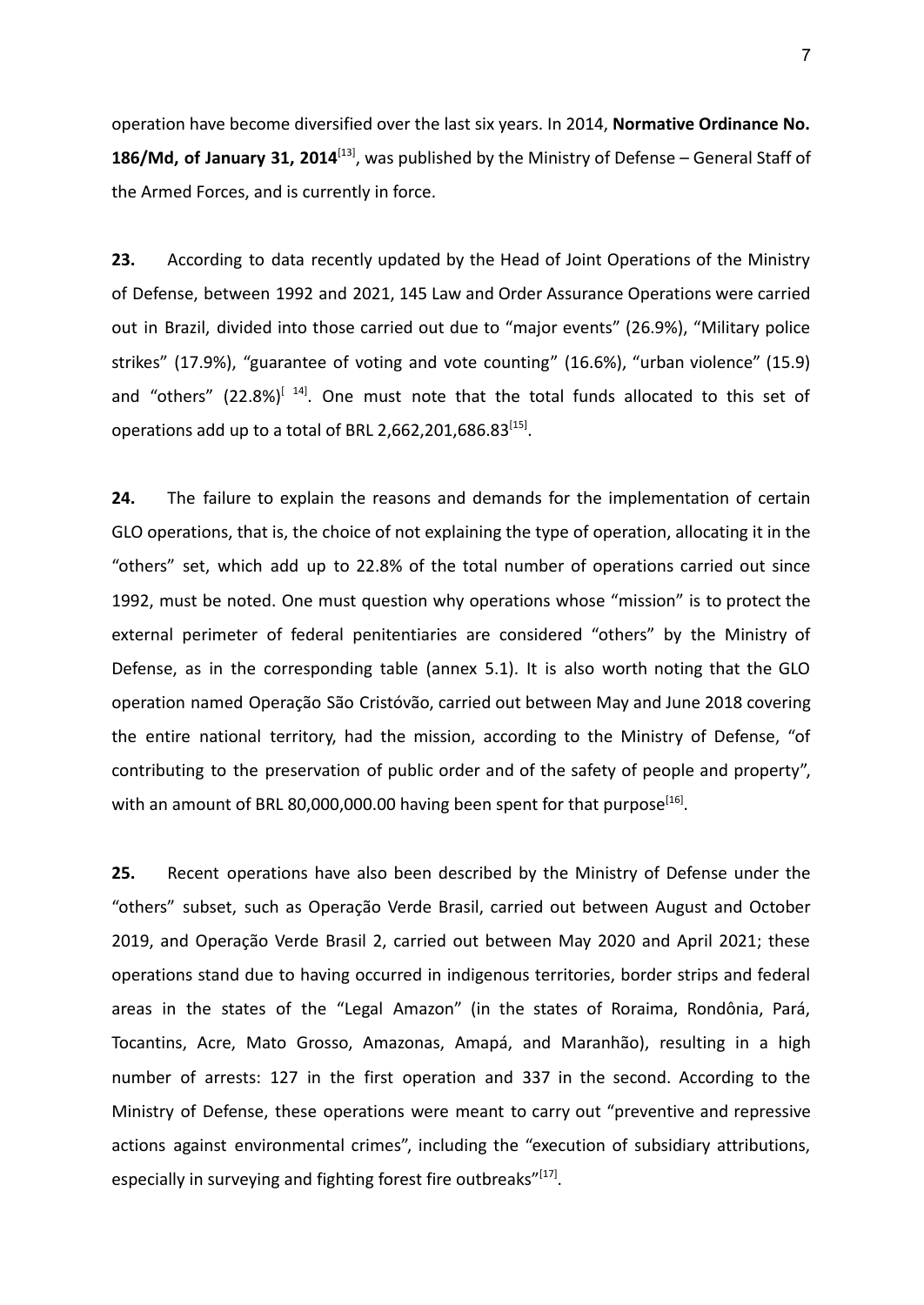operation have become diversified over the last six years. In 2014, **Normative Ordinance No. 186/Md, of January 31, 2014**[13], was published by the Ministry of Defense – General Staff of the Armed Forces, and is currently in force.

**23.** According to data recently updated by the Head of Joint Operations of the Ministry of Defense, between 1992 and 2021, 145 Law and Order Assurance Operations were carried out in Brazil, divided into those carried out due to "major events" (26.9%), "Military police strikes" (17.9%), "guarantee of voting and vote counting" (16.6%), "urban violence" (15.9) and "others" (22.8%)[14]. One must note that the total funds allocated to this set of operations add up to a total of BRL 2,662,201,686.83[15].

**24.** The failure to explain the reasons and demands for the implementation of certain GLO operations, that is, the choice of not explaining the type of operation, allocating it in the "others" set, which add up to 22.8% of the total number of operations carried out since 1992, must be noted. One must question why operations whose "mission" is to protect the external perimeter of federal penitentiaries are considered "others" by the Ministry of Defense, as in the corresponding table (annex 5.1). It is also worth noting that the GLO operation named Operação São Cristóvão, carried out between May and June 2018 covering the entire national territory, had the mission, according to the Ministry of Defense, "of contributing to the preservation of public order and of the safety of people and property", with an amount of BRL 80,000,000.00 having been spent for that purpose[16].

**25.** Recent operations have also been described by the Ministry of Defense under the "others" subset, such as Operação Verde Brasil, carried out between August and October 2019, and Operação Verde Brasil 2, carried out between May 2020 and April 2021; these operations stand due to having occurred in indigenous territories, border strips and federal areas in the states of the "Legal Amazon" (in the states of Roraima, Rondônia, Pará, Tocantins, Acre, Mato Grosso, Amazonas, Amapá, and Maranhão), resulting in a high number of arrests: 127 in the first operation and 337 in the second. According to the Ministry of Defense, these operations were meant to carry out "preventive and repressive actions against environmental crimes", including the "execution of subsidiary attributions, especially in surveying and fighting forest fire outbreaks"[17].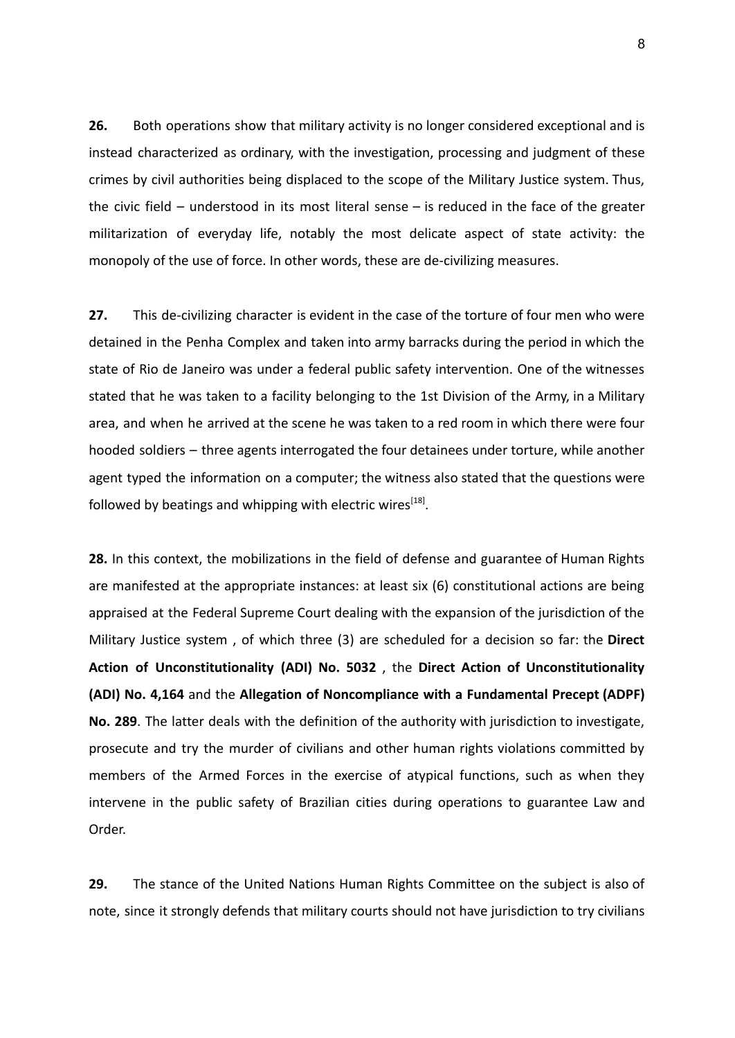**26.** Both operations show that military activity is no longer considered exceptional and is instead characterized as ordinary, with the investigation, processing and judgment of these crimes by civil authorities being displaced to the scope of the Military Justice system. Thus, the civic field – understood in its most literal sense – is reduced in the face of the greater militarization of everyday life, notably the most delicate aspect of state activity: the monopoly of the use of force. In other words, these are de-civilizing measures.

**27.** This de-civilizing character is evident in the case of the torture of four men who were detained in the Penha Complex and taken into army barracks during the period in which the state of Rio de Janeiro was under a federal public safety intervention. One of the witnesses stated that he was taken to a facility belonging to the 1st Division of the Army, in a Military area, and when he arrived at the scene he was taken to a red room in which there were four hooded soldiers – three agents interrogated the four detainees under torture, while another agent typed the information on a computer; the witness also stated that the questions were followed by beatings and whipping with electric wires[18].

**28.** In this context, the mobilizations in the field of defense and guarantee of Human Rights are manifested at the appropriate instances: at least six (6) constitutional actions are being appraised at the Federal Supreme Court dealing with the expansion of the jurisdiction of the Military Justice system , of which three (3) are scheduled for a decision so far: the **Direct Action of Unconstitutionality (ADI) No. 5032** , the **Direct Action of Unconstitutionality (ADI) No. 4,164** and the **Allegation of Noncompliance with a Fundamental Precept (ADPF) No. 289**. The latter deals with the definition of the authority with jurisdiction to investigate, prosecute and try the murder of civilians and other human rights violations committed by members of the Armed Forces in the exercise of atypical functions, such as when they intervene in the public safety of Brazilian cities during operations to guarantee Law and Order.

**29.** The stance of the United Nations Human Rights Committee on the subject is also of note, since it strongly defends that military courts should not have jurisdiction to try civilians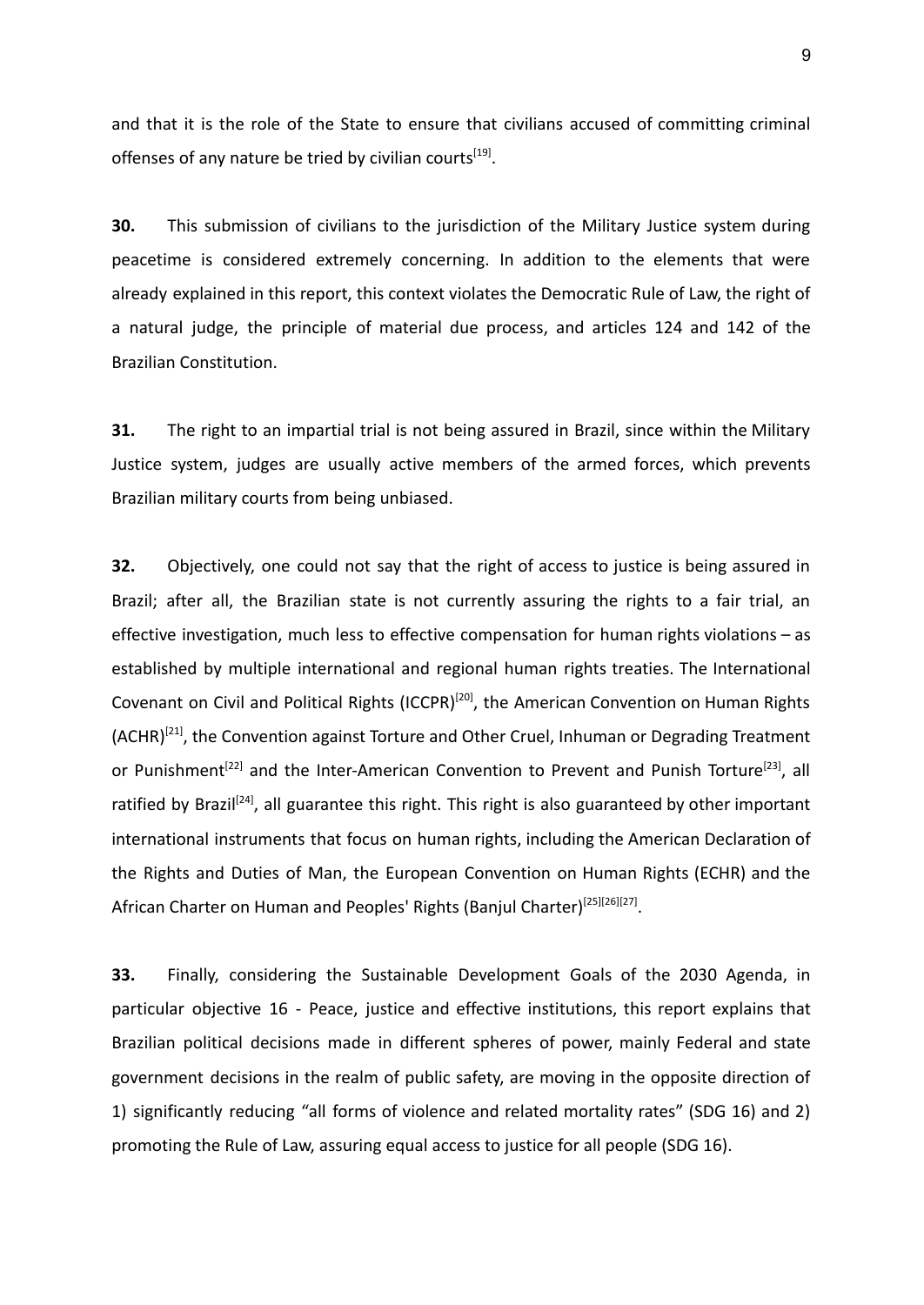and that it is the role of the State to ensure that civilians accused of committing criminal offenses of any nature be tried by civilian courts[19].

**30.** This submission of civilians to the jurisdiction of the Military Justice system during peacetime is considered extremely concerning. In addition to the elements that were already explained in this report, this context violates the Democratic Rule of Law, the right of a natural judge, the principle of material due process, and articles 124 and 142 of the Brazilian Constitution.

**31.** The right to an impartial trial is not being assured in Brazil, since within the Military Justice system, judges are usually active members of the armed forces, which prevents Brazilian military courts from being unbiased.

**32.** Objectively, one could not say that the right of access to justice is being assured in Brazil; after all, the Brazilian state is not currently assuring the rights to a fair trial, an effective investigation, much less to effective compensation for human rights violations – as established by multiple international and regional human rights treaties. The International Covenant on Civil and Political Rights (ICCPR)[20], the American Convention on Human Rights (ACHR)[21], the Convention against Torture and Other Cruel, Inhuman or Degrading Treatment or Punishment[22] and the Inter-American Convention to Prevent and Punish Torture[23], all ratified by Brazil[24], all guarantee this right. This right is also guaranteed by other important international instruments that focus on human rights, including the American Declaration of the Rights and Duties of Man, the European Convention on Human Rights (ECHR) and the African Charter on Human and Peoples' Rights (Banjul Charter)[25][26][27].

**33.** Finally, considering the Sustainable Development Goals of the 2030 Agenda, in particular objective 16 - Peace, justice and effective institutions, this report explains that Brazilian political decisions made in different spheres of power, mainly Federal and state government decisions in the realm of public safety, are moving in the opposite direction of 1) significantly reducing "all forms of violence and related mortality rates" (SDG 16) and 2) promoting the Rule of Law, assuring equal access to justice for all people (SDG 16).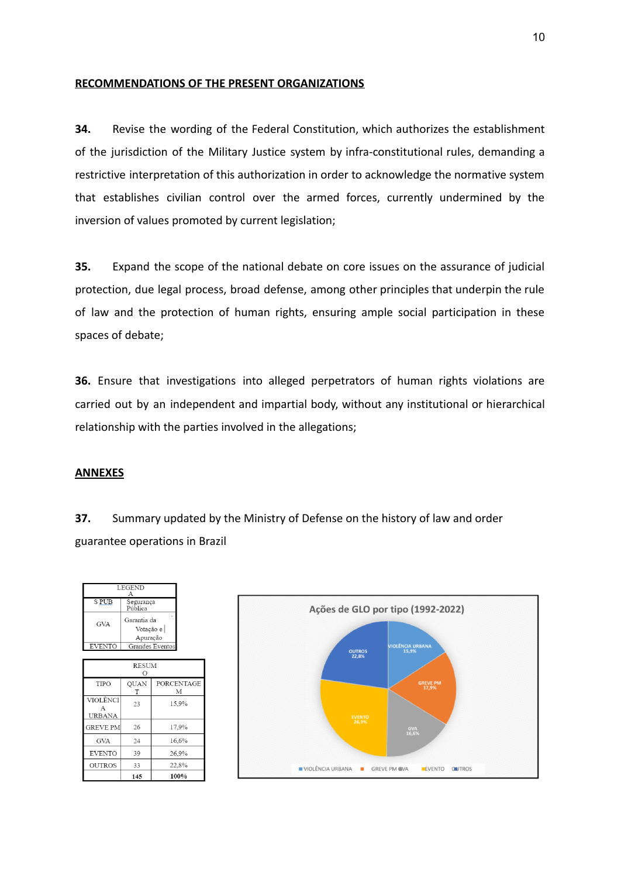## RECOMMENDATIONS OF THE PRESENT ORGANIZATIONS

**34.** Revise the wording of the Federal Constitution, which authorizes the establishment of the jurisdiction of the Military Justice system by infra-constitutional rules, demanding a restrictive interpretation of this authorization in order to acknowledge the normative system that establishes civilian control over the armed forces, currently undermined by the inversion of values promoted by current legislation;

**35.** Expand the scope of the national debate on core issues on the assurance of judicial protection, due legal process, broad defense, among other principles that underpin the rule of law and the protection of human rights, ensuring ample social participation in these spaces of debate;

**36.** Ensure that investigations into alleged perpetrators of human rights violations are carried out by an independent and impartial body, without any institutional or hierarchical relationship with the parties involved in the allegations;

## ANNEXES

**37.** Summary updated by the Ministry of Defense on the history of law and order guarantee operations in Brazil

| LEGENDA | |
|---|---|
| S PUB | Segurança Pública |
| GVA | Garantia da Votação e Apuração |
| EVENTO | Grandes Eventos |

| RESUMO | | |
|---|---|---|
| TIPO | QUANT | PORCENTAGEM |
| VIOLÊNCIA URBANA | 23 | 15,9% |
| GREVE PM | 26 | 17,9% |
| GVA | 24 | 16,6% |
| EVENTO | 39 | 26,9% |
| OUTROS | 33 | 22,8% |
| | 145 | 100% |

Ações de GLO por tipo (1992-2022)

| Tipo | Porcentagem |
|---|---|
| VIOLÊNCIA URBANA | 15,9% |
| GREVE PM | 17,9% |
| GVA | 16,6% |
| EVENTO | 26,9% |
| OUTROS | 22,8% |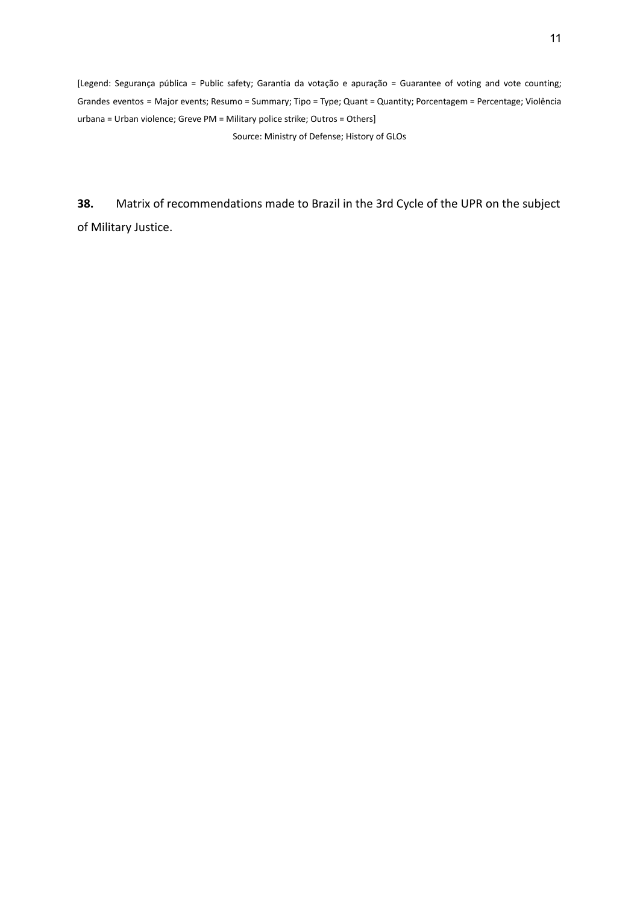[Legend: Segurança pública = Public safety; Garantia da votação e apuração = Guarantee of voting and vote counting; Grandes eventos = Major events; Resumo = Summary; Tipo = Type; Quant = Quantity; Porcentagem = Percentage; Violência urbana = Urban violence; Greve PM = Military police strike; Outros = Others]

Source: Ministry of Defense; History of GLOs

**38.** Matrix of recommendations made to Brazil in the 3rd Cycle of the UPR on the subject of Military Justice.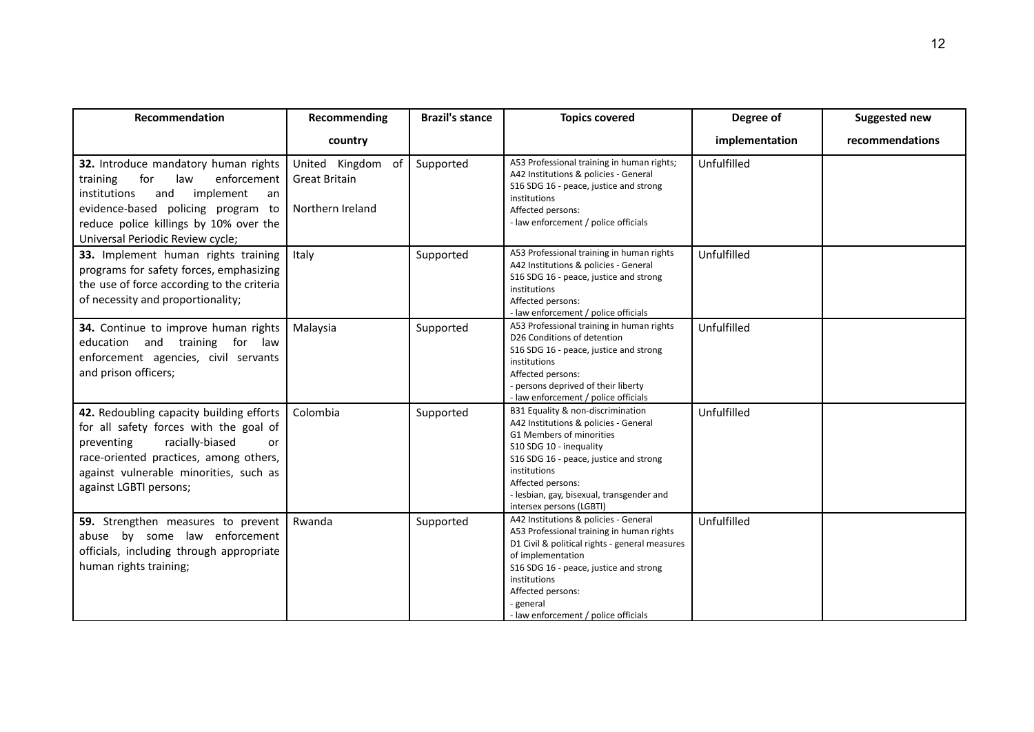| Recommendation | Recommending country | Brazil's stance | Topics covered | Degree of implementation | Suggested new recommendations |
|---|---|---|---|---|---|
| **32.** Introduce mandatory human rights training for law enforcement institutions and implement an evidence-based policing program to reduce police killings by 10% over the Universal Periodic Review cycle; | United Kingdom of Great Britain Northern Ireland | Supported | A53 Professional training in human rights; A42 Institutions & policies - General S16 SDG 16 - peace, justice and strong institutions Affected persons: - law enforcement / police officials | Unfulfilled | |
| **33.** Implement human rights training programs for safety forces, emphasizing the use of force according to the criteria of necessity and proportionality; | Italy | Supported | A53 Professional training in human rights A42 Institutions & policies - General S16 SDG 16 - peace, justice and strong institutions Affected persons: - law enforcement / police officials | Unfulfilled | |
| **34.** Continue to improve human rights education and training for law enforcement agencies, civil servants and prison officers; | Malaysia | Supported | A53 Professional training in human rights D26 Conditions of detention S16 SDG 16 - peace, justice and strong institutions Affected persons: - persons deprived of their liberty - law enforcement / police officials | Unfulfilled | |
| **42.** Redoubling capacity building efforts for all safety forces with the goal of preventing racially-biased or race-oriented practices, among others, against vulnerable minorities, such as against LGBTI persons; | Colombia | Supported | B31 Equality & non-discrimination A42 Institutions & policies - General G1 Members of minorities S10 SDG 10 - inequality S16 SDG 16 - peace, justice and strong institutions Affected persons: - lesbian, gay, bisexual, transgender and intersex persons (LGBTI) | Unfulfilled | |
| **59.** Strengthen measures to prevent abuse by some law enforcement officials, including through appropriate human rights training; | Rwanda | Supported | A42 Institutions & policies - General A53 Professional training in human rights D1 Civil & political rights - general measures of implementation S16 SDG 16 - peace, justice and strong institutions Affected persons: - general - law enforcement / police officials | Unfulfilled | |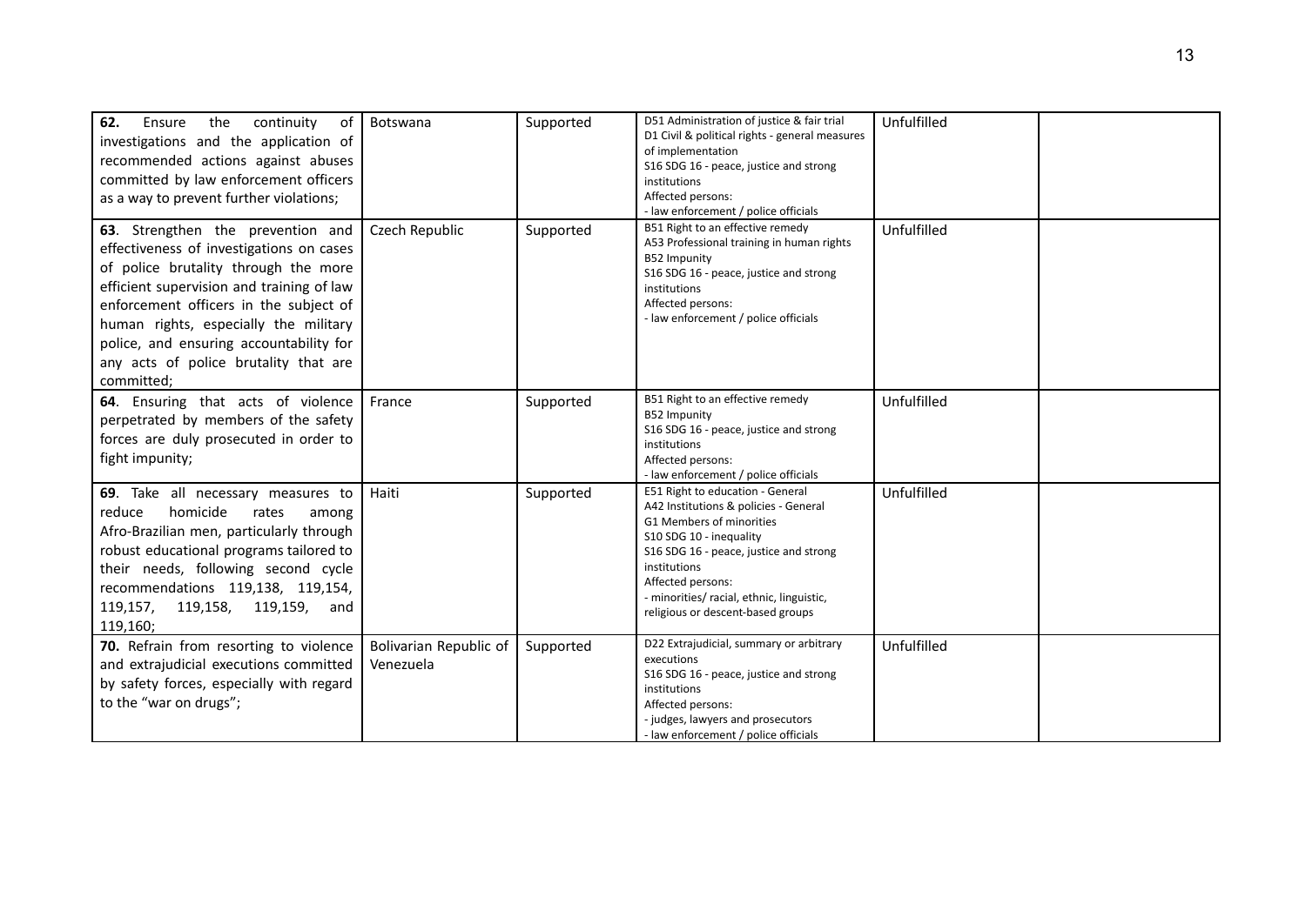| | | | | | |
|---|---|---|---|---|---|
| **62.** Ensure the continuity of investigations and the application of recommended actions against abuses committed by law enforcement officers as a way to prevent further violations; | Botswana | Supported | D51 Administration of justice & fair trial<br>D1 Civil & political rights - general measures of implementation<br>S16 SDG 16 - peace, justice and strong institutions<br>Affected persons:<br>- law enforcement / police officials | Unfulfilled | |
| **63**. Strengthen the prevention and effectiveness of investigations on cases of police brutality through the more efficient supervision and training of law enforcement officers in the subject of human rights, especially the military police, and ensuring accountability for any acts of police brutality that are committed; | Czech Republic | Supported | B51 Right to an effective remedy<br>A53 Professional training in human rights<br>B52 Impunity<br>S16 SDG 16 - peace, justice and strong institutions<br>Affected persons:<br>- law enforcement / police officials | Unfulfilled | |
| **64**. Ensuring that acts of violence perpetrated by members of the safety forces are duly prosecuted in order to fight impunity; | France | Supported | B51 Right to an effective remedy<br>B52 Impunity<br>S16 SDG 16 - peace, justice and strong institutions<br>Affected persons:<br>- law enforcement / police officials | Unfulfilled | |
| **69**. Take all necessary measures to reduce homicide rates among Afro-Brazilian men, particularly through robust educational programs tailored to their needs, following second cycle recommendations 119,138, 119,154, 119,157, 119,158, 119,159, and 119,160; | Haiti | Supported | E51 Right to education - General<br>A42 Institutions & policies - General<br>G1 Members of minorities<br>S10 SDG 10 - inequality<br>S16 SDG 16 - peace, justice and strong institutions<br>Affected persons:<br>- minorities/ racial, ethnic, linguistic, religious or descent-based groups | Unfulfilled | |
| **70.** Refrain from resorting to violence and extrajudicial executions committed by safety forces, especially with regard to the "war on drugs"; | Bolivarian Republic of Venezuela | Supported | D22 Extrajudicial, summary or arbitrary executions<br>S16 SDG 16 - peace, justice and strong institutions<br>Affected persons:<br>- judges, lawyers and prosecutors<br>- law enforcement / police officials | Unfulfilled | |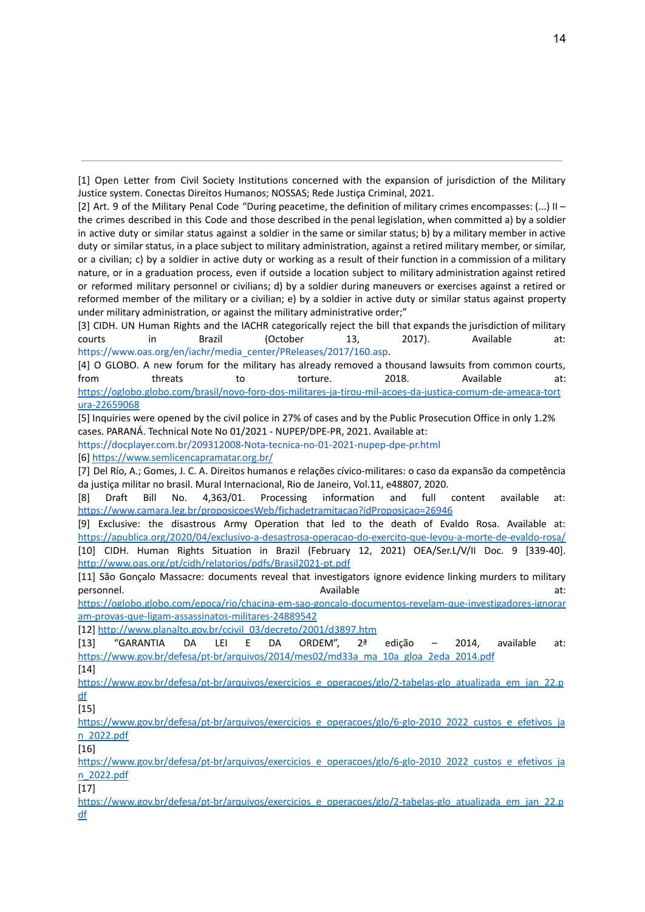[1] Open Letter from Civil Society Institutions concerned with the expansion of jurisdiction of the Military Justice system. Conectas Direitos Humanos; NOSSAS; Rede Justiça Criminal, 2021.

[2] Art. 9 of the Military Penal Code "During peacetime, the definition of military crimes encompasses: (...) II – the crimes described in this Code and those described in the penal legislation, when committed a) by a soldier in active duty or similar status against a soldier in the same or similar status; b) by a military member in active duty or similar status, in a place subject to military administration, against a retired military member, or similar, or a civilian; c) by a soldier in active duty or working as a result of their function in a commission of a military nature, or in a graduation process, even if outside a location subject to military administration against retired or reformed military personnel or civilians; d) by a soldier during maneuvers or exercises against a retired or reformed member of the military or a civilian; e) by a soldier in active duty or similar status against property under military administration, or against the military administrative order;"

[3] CIDH. UN Human Rights and the IACHR categorically reject the bill that expands the jurisdiction of military courts in Brazil (October 13, 2017). Available at: https://www.oas.org/en/iachr/media_center/PReleases/2017/160.asp.

[4] O GLOBO. A new forum for the military has already removed a thousand lawsuits from common courts, from threats to torture. 2018. Available at: https://oglobo.globo.com/brasil/novo-foro-dos-militares-ja-tirou-mil-acoes-da-justica-comum-de-ameaca-tortura-22659068

[5] Inquiries were opened by the civil police in 27% of cases and by the Public Prosecution Office in only 1.2% cases. PARANÁ. Technical Note No 01/2021 - NUPEP/DPE-PR, 2021. Available at: https://docplayer.com.br/209312008-Nota-tecnica-no-01-2021-nupep-dpe-pr.html

[6] https://www.semlicencapramatar.org.br/

[7] Del Río, A.; Gomes, J. C. A. Direitos humanos e relações cívico-militares: o caso da expansão da competência da justiça militar no brasil. Mural Internacional, Rio de Janeiro, Vol.11, e48807, 2020.

[8] Draft Bill No. 4,363/01. Processing information and full content available at: https://www.camara.leg.br/proposicoesWeb/fichadetramitacao?idProposicao=26946

[9] Exclusive: the disastrous Army Operation that led to the death of Evaldo Rosa. Available at: https://apublica.org/2020/04/exclusivo-a-desastrosa-operacao-do-exercito-que-levou-a-morte-de-evaldo-rosa/

[10] CIDH. Human Rights Situation in Brazil (February 12, 2021) OEA/Ser.L/V/II Doc. 9 [339-40]. http://www.oas.org/pt/cidh/relatorios/pdfs/Brasil2021-pt.pdf

[11] São Gonçalo Massacre: documents reveal that investigators ignore evidence linking murders to military personnel. Available at: https://oglobo.globo.com/epoca/rio/chacina-em-sao-goncalo-documentos-revelam-que-investigadores-ignoram-provas-que-ligam-assassinatos-militares-24889542

[12] http://www.planalto.gov.br/ccivil_03/decreto/2001/d3897.htm

[13] "GARANTIA DA LEI E DA ORDEM", 2ª edição – 2014, available at: https://www.gov.br/defesa/pt-br/arquivos/2014/mes02/md33a_ma_10a_gloa_2eda_2014.pdf

[14] https://www.gov.br/defesa/pt-br/arquivos/exercicios_e_operacoes/glo/2-tabelas-glo_atualizada_em_jan_22.pdf

[15] https://www.gov.br/defesa/pt-br/arquivos/exercicios_e_operacoes/glo/6-glo-2010_2022_custos_e_efetivos_jan_2022.pdf

[16] https://www.gov.br/defesa/pt-br/arquivos/exercicios_e_operacoes/glo/6-glo-2010_2022_custos_e_efetivos_jan_2022.pdf

[17] https://www.gov.br/defesa/pt-br/arquivos/exercicios_e_operacoes/glo/2-tabelas-glo_atualizada_em_jan_22.pdf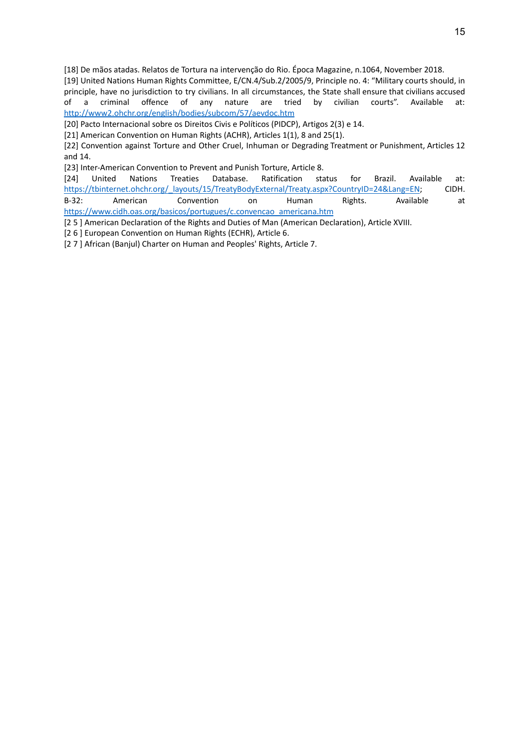[18] De mãos atadas. Relatos de Tortura na intervenção do Rio. Época Magazine, n.1064, November 2018.

[19] United Nations Human Rights Committee, E/CN.4/Sub.2/2005/9, Principle no. 4: "Military courts should, in principle, have no jurisdiction to try civilians. In all circumstances, the State shall ensure that civilians accused of a criminal offence of any nature are tried by civilian courts". Available at: http://www2.ohchr.org/english/bodies/subcom/57/aevdoc.htm

[20] Pacto Internacional sobre os Direitos Civis e Políticos (PIDCP), Artigos 2(3) e 14.

[21] American Convention on Human Rights (ACHR), Articles 1(1), 8 and 25(1).

[22] Convention against Torture and Other Cruel, Inhuman or Degrading Treatment or Punishment, Articles 12 and 14.

[23] Inter-American Convention to Prevent and Punish Torture, Article 8.

[24] United Nations Treaties Database. Ratification status for Brazil. Available at: https://tbinternet.ohchr.org/_layouts/15/TreatyBodyExternal/Treaty.aspx?CountryID=24&Lang=EN; CIDH. B-32: American Convention on Human Rights. Available at https://www.cidh.oas.org/basicos/portugues/c.convencao_americana.htm

[25] American Declaration of the Rights and Duties of Man (American Declaration), Article XVIII.

[26] European Convention on Human Rights (ECHR), Article 6.

[27] African (Banjul) Charter on Human and Peoples' Rights, Article 7.